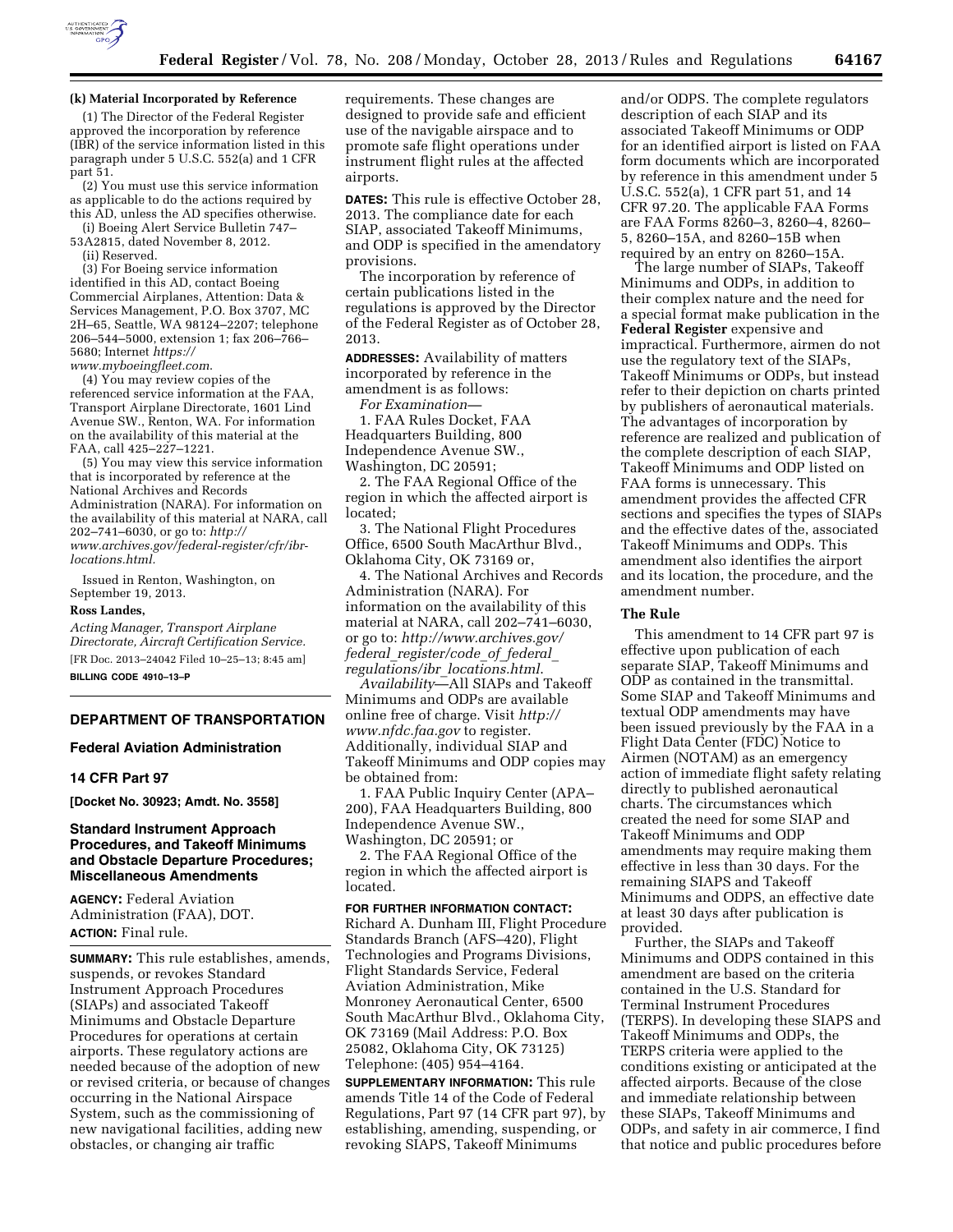**(k) Material Incorporated by Reference**

(1) The Director of the Federal Register approved the incorporation by reference (IBR) of the service information listed in this paragraph under 5 U.S.C. 552(a) and 1 CFR part 51.

(2) You must use this service information as applicable to do the actions required by this AD, unless the AD specifies otherwise.

(i) Boeing Alert Service Bulletin 747–53A2815, dated November 8, 2012.

(ii) Reserved.

(3) For Boeing service information identified in this AD, contact Boeing Commercial Airplanes, Attention: Data & Services Management, P.O. Box 3707, MC 2H–65, Seattle, WA 98124–2207; telephone 206–544–5000, extension 1; fax 206–766–5680; Internet *https://www.myboeingfleet.com.*

(4) You may review copies of the referenced service information at the FAA, Transport Airplane Directorate, 1601 Lind Avenue SW., Renton, WA. For information on the availability of this material at the FAA, call 425–227–1221.

(5) You may view this service information that is incorporated by reference at the National Archives and Records Administration (NARA). For information on the availability of this material at NARA, call 202–741–6030, or go to: *http://www.archives.gov/federal-register/cfr/ibr-locations.html.*

Issued in Renton, Washington, on September 19, 2013.

**Ross Landes,**

*Acting Manager, Transport Airplane Directorate, Aircraft Certification Service.*

[FR Doc. 2013–24042 Filed 10–25–13; 8:45 am]

**BILLING CODE 4910–13–P**

## DEPARTMENT OF TRANSPORTATION

### Federal Aviation Administration

### 14 CFR Part 97

**[Docket No. 30923; Amdt. No. 3558]**

### Standard Instrument Approach Procedures, and Takeoff Minimums and Obstacle Departure Procedures; Miscellaneous Amendments

**AGENCY:** Federal Aviation Administration (FAA), DOT.

**ACTION:** Final rule.

**SUMMARY:** This rule establishes, amends, suspends, or revokes Standard Instrument Approach Procedures (SIAPs) and associated Takeoff Minimums and Obstacle Departure Procedures for operations at certain airports. These regulatory actions are needed because of the adoption of new or revised criteria, or because of changes occurring in the National Airspace System, such as the commissioning of new navigational facilities, adding new obstacles, or changing air traffic requirements. These changes are designed to provide safe and efficient use of the navigable airspace and to promote safe flight operations under instrument flight rules at the affected airports.

**DATES:** This rule is effective October 28, 2013. The compliance date for each SIAP, associated Takeoff Minimums, and ODP is specified in the amendatory provisions.

The incorporation by reference of certain publications listed in the regulations is approved by the Director of the Federal Register as of October 28, 2013.

**ADDRESSES:** Availability of matters incorporated by reference in the amendment is as follows:

*For Examination*—

1. FAA Rules Docket, FAA Headquarters Building, 800 Independence Avenue SW., Washington, DC 20591;

2. The FAA Regional Office of the region in which the affected airport is located;

3. The National Flight Procedures Office, 6500 South MacArthur Blvd., Oklahoma City, OK 73169 or,

4. The National Archives and Records Administration (NARA). For information on the availability of this material at NARA, call 202–741–6030, or go to: *http://www.archives.gov/federal_register/code_of_federal_regulations/ibr_locations.html.*

*Availability*—All SIAPs and Takeoff Minimums and ODPs are available online free of charge. Visit *http://www.nfdc.faa.gov* to register. Additionally, individual SIAP and Takeoff Minimums and ODP copies may be obtained from:

1. FAA Public Inquiry Center (APA–200), FAA Headquarters Building, 800 Independence Avenue SW., Washington, DC 20591; or

2. The FAA Regional Office of the region in which the affected airport is located.

**FOR FURTHER INFORMATION CONTACT:** Richard A. Dunham III, Flight Procedure Standards Branch (AFS–420), Flight Technologies and Programs Divisions, Flight Standards Service, Federal Aviation Administration, Mike Monroney Aeronautical Center, 6500 South MacArthur Blvd., Oklahoma City, OK 73169 (Mail Address: P.O. Box 25082, Oklahoma City, OK 73125) Telephone: (405) 954–4164.

**SUPPLEMENTARY INFORMATION:** This rule amends Title 14 of the Code of Federal Regulations, Part 97 (14 CFR part 97), by establishing, amending, suspending, or revoking SIAPS, Takeoff Minimums and/or ODPS. The complete regulators description of each SIAP and its associated Takeoff Minimums or ODP for an identified airport is listed on FAA form documents which are incorporated by reference in this amendment under 5 U.S.C. 552(a), 1 CFR part 51, and 14 CFR 97.20. The applicable FAA Forms are FAA Forms 8260–3, 8260–4, 8260–5, 8260–15A, and 8260–15B when required by an entry on 8260–15A.

The large number of SIAPs, Takeoff Minimums and ODPs, in addition to their complex nature and the need for a special format make publication in the **Federal Register** expensive and impractical. Furthermore, airmen do not use the regulatory text of the SIAPs, Takeoff Minimums or ODPs, but instead refer to their depiction on charts printed by publishers of aeronautical materials. The advantages of incorporation by reference are realized and publication of the complete description of each SIAP, Takeoff Minimums and ODP listed on FAA forms is unnecessary. This amendment provides the affected CFR sections and specifies the types of SIAPs and the effective dates of the, associated Takeoff Minimums and ODPs. This amendment also identifies the airport and its location, the procedure, and the amendment number.

### The Rule

This amendment to 14 CFR part 97 is effective upon publication of each separate SIAP, Takeoff Minimums and ODP as contained in the transmittal. Some SIAP and Takeoff Minimums and textual ODP amendments may have been issued previously by the FAA in a Flight Data Center (FDC) Notice to Airmen (NOTAM) as an emergency action of immediate flight safety relating directly to published aeronautical charts. The circumstances which created the need for some SIAP and Takeoff Minimums and ODP amendments may require making them effective in less than 30 days. For the remaining SIAPS and Takeoff Minimums and ODPS, an effective date at least 30 days after publication is provided.

Further, the SIAPs and Takeoff Minimums and ODPS contained in this amendment are based on the criteria contained in the U.S. Standard for Terminal Instrument Procedures (TERPS). In developing these SIAPS and Takeoff Minimums and ODPs, the TERPS criteria were applied to the conditions existing or anticipated at the affected airports. Because of the close and immediate relationship between these SIAPs, Takeoff Minimums and ODPs, and safety in air commerce, I find that notice and public procedures before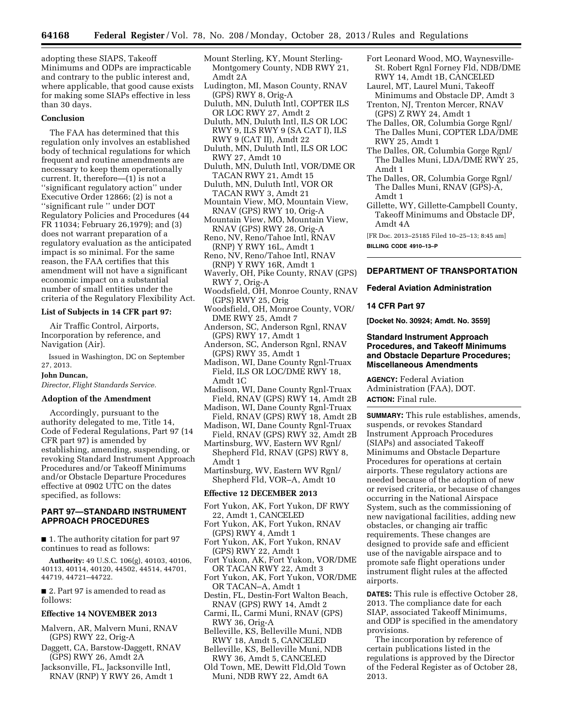adopting these SIAPS, Takeoff Minimums and ODPs are impracticable and contrary to the public interest and, where applicable, that good cause exists for making some SIAPs effective in less than 30 days.

### Conclusion

The FAA has determined that this regulation only involves an established body of technical regulations for which frequent and routine amendments are necessary to keep them operationally current. It, therefore—(1) is not a ''significant regulatory action'' under Executive Order 12866; (2) is not a ''significant rule '' under DOT Regulatory Policies and Procedures (44 FR 11034; February 26,1979); and (3) does not warrant preparation of a regulatory evaluation as the anticipated impact is so minimal. For the same reason, the FAA certifies that this amendment will not have a significant economic impact on a substantial number of small entities under the criteria of the Regulatory Flexibility Act.

### List of Subjects in 14 CFR part 97:

Air Traffic Control, Airports, Incorporation by reference, and Navigation (Air).

Issued in Washington, DC on September 27, 2013.

**John Duncan,**

*Director, Flight Standards Service.*

### Adoption of the Amendment

Accordingly, pursuant to the authority delegated to me, Title 14, Code of Federal Regulations, Part 97 (14 CFR part 97) is amended by establishing, amending, suspending, or revoking Standard Instrument Approach Procedures and/or Takeoff Minimums and/or Obstacle Departure Procedures effective at 0902 UTC on the dates specified, as follows:

## PART 97—STANDARD INSTRUMENT APPROACH PROCEDURES

■ 1. The authority citation for part 97 continues to read as follows:

**Authority:** 49 U.S.C. 106(g), 40103, 40106, 40113, 40114, 40120, 44502, 44514, 44701, 44719, 44721–44722.

■ 2. Part 97 is amended to read as follows:

### Effective 14 NOVEMBER 2013

Malvern, AR, Malvern Muni, RNAV (GPS) RWY 22, Orig-A
Daggett, CA, Barstow-Daggett, RNAV (GPS) RWY 26, Amdt 2A
Jacksonville, FL, Jacksonville Intl, RNAV (RNP) Y RWY 26, Amdt 1
Mount Sterling, KY, Mount Sterling-Montgomery County, NDB RWY 21, Amdt 2A
Ludington, MI, Mason County, RNAV (GPS) RWY 8, Orig-A
Duluth, MN, Duluth Intl, COPTER ILS OR LOC RWY 27, Amdt 2
Duluth, MN, Duluth Intl, ILS OR LOC RWY 9, ILS RWY 9 (SA CAT I), ILS RWY 9 (CAT II), Amdt 22
Duluth, MN, Duluth Intl, ILS OR LOC RWY 27, Amdt 10
Duluth, MN, Duluth Intl, VOR/DME OR TACAN RWY 21, Amdt 15
Duluth, MN, Duluth Intl, VOR OR TACAN RWY 3, Amdt 21
Mountain View, MO, Mountain View, RNAV (GPS) RWY 10, Orig-A
Mountain View, MO, Mountain View, RNAV (GPS) RWY 28, Orig-A
Reno, NV, Reno/Tahoe Intl, RNAV (RNP) Y RWY 16L, Amdt 1
Reno, NV, Reno/Tahoe Intl, RNAV (RNP) Y RWY 16R, Amdt 1
Waverly, OH, Pike County, RNAV (GPS) RWY 7, Orig-A
Woodsfield, OH, Monroe County, RNAV (GPS) RWY 25, Orig
Woodsfield, OH, Monroe County, VOR/DME RWY 25, Amdt 7
Anderson, SC, Anderson Rgnl, RNAV (GPS) RWY 17, Amdt 1
Anderson, SC, Anderson Rgnl, RNAV (GPS) RWY 35, Amdt 1
Madison, WI, Dane County Rgnl-Truax Field, ILS OR LOC/DME RWY 18, Amdt 1C
Madison, WI, Dane County Rgnl-Truax Field, RNAV (GPS) RWY 14, Amdt 2B
Madison, WI, Dane County Rgnl-Truax Field, RNAV (GPS) RWY 18, Amdt 2B
Madison, WI, Dane County Rgnl-Truax Field, RNAV (GPS) RWY 32, Amdt 2B
Martinsburg, WV, Eastern WV Rgnl/Shepherd Fld, RNAV (GPS) RWY 8, Amdt 1
Martinsburg, WV, Eastern WV Rgnl/Shepherd Fld, VOR–A, Amdt 10

### Effective 12 DECEMBER 2013

Fort Yukon, AK, Fort Yukon, DF RWY 22, Amdt 1, CANCELED
Fort Yukon, AK, Fort Yukon, RNAV (GPS) RWY 4, Amdt 1
Fort Yukon, AK, Fort Yukon, RNAV (GPS) RWY 22, Amdt 1
Fort Yukon, AK, Fort Yukon, VOR/DME OR TACAN RWY 22, Amdt 3
Fort Yukon, AK, Fort Yukon, VOR/DME OR TACAN–A, Amdt 1
Destin, FL, Destin-Fort Walton Beach, RNAV (GPS) RWY 14, Amdt 2
Carmi, IL, Carmi Muni, RNAV (GPS) RWY 36, Orig-A
Belleville, KS, Belleville Muni, NDB RWY 18, Amdt 5, CANCELED
Belleville, KS, Belleville Muni, NDB RWY 36, Amdt 5, CANCELED
Old Town, ME, Dewitt Fld,Old Town Muni, NDB RWY 22, Amdt 6A
Fort Leonard Wood, MO, Waynesville-St. Robert Rgnl Forney Fld, NDB/DME RWY 14, Amdt 1B, CANCELED
Laurel, MT, Laurel Muni, Takeoff Minimums and Obstacle DP, Amdt 3
Trenton, NJ, Trenton Mercer, RNAV (GPS) Z RWY 24, Amdt 1
The Dalles, OR, Columbia Gorge Rgnl/The Dalles Muni, COPTER LDA/DME RWY 25, Amdt 1
The Dalles, OR, Columbia Gorge Rgnl/The Dalles Muni, LDA/DME RWY 25, Amdt 1
The Dalles, OR, Columbia Gorge Rgnl/The Dalles Muni, RNAV (GPS)-A, Amdt 1
Gillette, WY, Gillette-Campbell County, Takeoff Minimums and Obstacle DP, Amdt 4A

[FR Doc. 2013–25185 Filed 10–25–13; 8:45 am]

**BILLING CODE 4910–13–P**

---

## DEPARTMENT OF TRANSPORTATION

### Federal Aviation Administration

### 14 CFR Part 97

**[Docket No. 30924; Amdt. No. 3559]**

### Standard Instrument Approach Procedures, and Takeoff Minimums and Obstacle Departure Procedures; Miscellaneous Amendments

**AGENCY:** Federal Aviation Administration (FAA), DOT.

**ACTION:** Final rule.

**SUMMARY:** This rule establishes, amends, suspends, or revokes Standard Instrument Approach Procedures (SIAPs) and associated Takeoff Minimums and Obstacle Departure Procedures for operations at certain airports. These regulatory actions are needed because of the adoption of new or revised criteria, or because of changes occurring in the National Airspace System, such as the commissioning of new navigational facilities, adding new obstacles, or changing air traffic requirements. These changes are designed to provide safe and efficient use of the navigable airspace and to promote safe flight operations under instrument flight rules at the affected airports.

**DATES:** This rule is effective October 28, 2013. The compliance date for each SIAP, associated Takeoff Minimums, and ODP is specified in the amendatory provisions.

The incorporation by reference of certain publications listed in the regulations is approved by the Director of the Federal Register as of October 28, 2013.